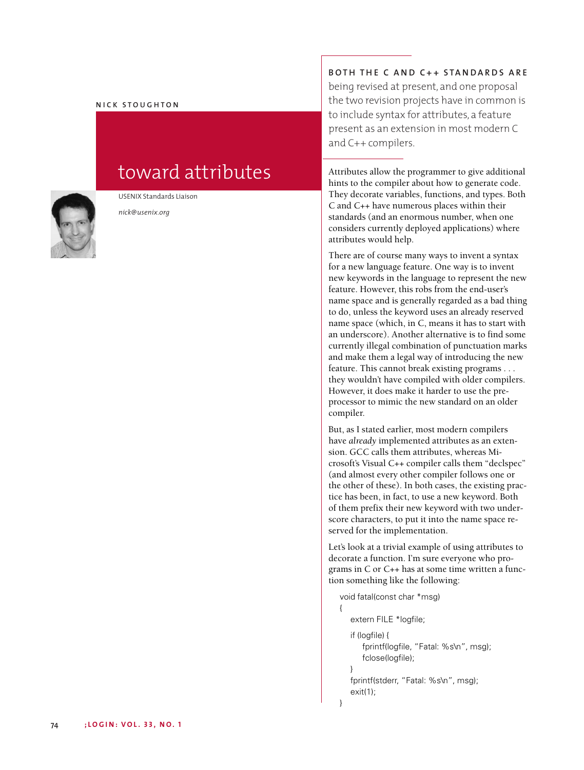NICK STOUGHTON

# toward attributes

USENIX Standards Liaison

*nick@usenix.org*

**BOTH THE C AND C++ STANDARDS ARE** being revised at present, and one proposal the two revision projects have in common is to include syntax for attributes, a feature present as an extension in most modern C and C++ compilers.

Attributes allow the programmer to give additional hints to the compiler about how to generate code. They decorate variables, functions, and types. Both C and C++ have numerous places within their standards (and an enormous number, when one considers currently deployed applications) where attributes would help.

There are of course many ways to invent a syntax for a new language feature. One way is to invent new keywords in the language to represent the new feature. However, this robs from the end-user's name space and is generally regarded as a bad thing to do, unless the keyword uses an already reserved name space (which, in C, means it has to start with an underscore). Another alternative is to find some currently illegal combination of punctuation marks and make them a legal way of introducing the new feature. This cannot break existing programs . . . they wouldn't have compiled with older compilers. However, it does make it harder to use the preprocessor to mimic the new standard on an older compiler.

But, as I stated earlier, most modern compilers have *already* implemented attributes as an extension. GCC calls them attributes, whereas Microsoft's Visual C++ compiler calls them "declspec" (and almost every other compiler follows one or the other of these). In both cases, the existing practice has been, in fact, to use a new keyword. Both of them prefix their new keyword with two underscore characters, to put it into the name space reserved for the implementation.

Let's look at a trivial example of using attributes to decorate a function. I'm sure everyone who programs in C or C++ has at some time written a function something like the following:

```
void fatal(const char *msg)
{
    extern FILE *logfile;
    if (logfile) {
        fprintf(logfile, "Fatal: %s\n", msg);
        fclose(logfile);
    }
    fprintf(stderr, "Fatal: %s\n", msg);
    exit(1);
}
```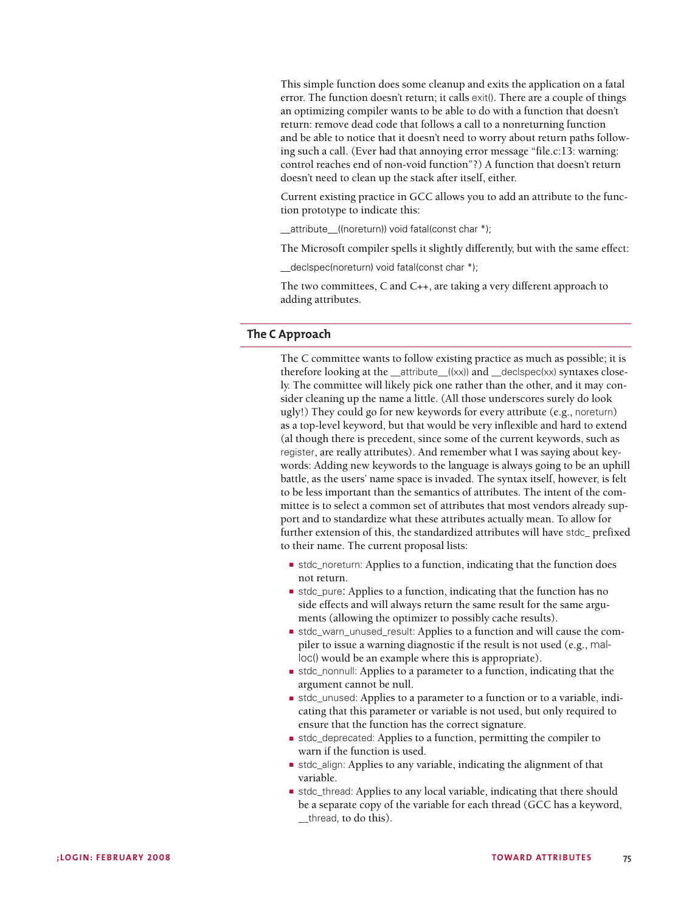This simple function does some cleanup and exits the application on a fatal error. The function doesn't return; it calls exit(). There are a couple of things an optimizing compiler wants to be able to do with a function that doesn't return: remove dead code that follows a call to a nonreturning function and be able to notice that it doesn't need to worry about return paths following such a call. (Ever had that annoying error message "file.c:13: warning: control reaches end of non-void function"?) A function that doesn't return doesn't need to clean up the stack after itself, either.

Current existing practice in GCC allows you to add an attribute to the function prototype to indicate this:

```
__attribute__((noreturn)) void fatal(const char *);
```

The Microsoft compiler spells it slightly differently, but with the same effect:

```
__declspec(noreturn) void fatal(const char *);
```

The two committees, C and C++, are taking a very different approach to adding attributes.

## The C Approach

The C committee wants to follow existing practice as much as possible; it is therefore looking at the __attribute__((xx)) and __declspec(xx) syntaxes closely. The committee will likely pick one rather than the other, and it may consider cleaning up the name a little. (All those underscores surely do look ugly!) They could go for new keywords for every attribute (e.g., noreturn) as a top-level keyword, but that would be very inflexible and hard to extend (al though there is precedent, since some of the current keywords, such as register, are really attributes). And remember what I was saying about keywords: Adding new keywords to the language is always going to be an uphill battle, as the users' name space is invaded. The syntax itself, however, is felt to be less important than the semantics of attributes. The intent of the committee is to select a common set of attributes that most vendors already support and to standardize what these attributes actually mean. To allow for further extension of this, the standardized attributes will have stdc_ prefixed to their name. The current proposal lists:

- stdc_noreturn: Applies to a function, indicating that the function does not return.
- stdc_pure: Applies to a function, indicating that the function has no side effects and will always return the same result for the same arguments (allowing the optimizer to possibly cache results).
- stdc_warn_unused_result: Applies to a function and will cause the compiler to issue a warning diagnostic if the result is not used (e.g., malloc() would be an example where this is appropriate).
- stdc_nonnull: Applies to a parameter to a function, indicating that the argument cannot be null.
- stdc_unused: Applies to a parameter to a function or to a variable, indicating that this parameter or variable is not used, but only required to ensure that the function has the correct signature.
- stdc_deprecated: Applies to a function, permitting the compiler to warn if the function is used.
- stdc_align: Applies to any variable, indicating the alignment of that variable.
- stdc_thread: Applies to any local variable, indicating that there should be a separate copy of the variable for each thread (GCC has a keyword, __thread, to do this).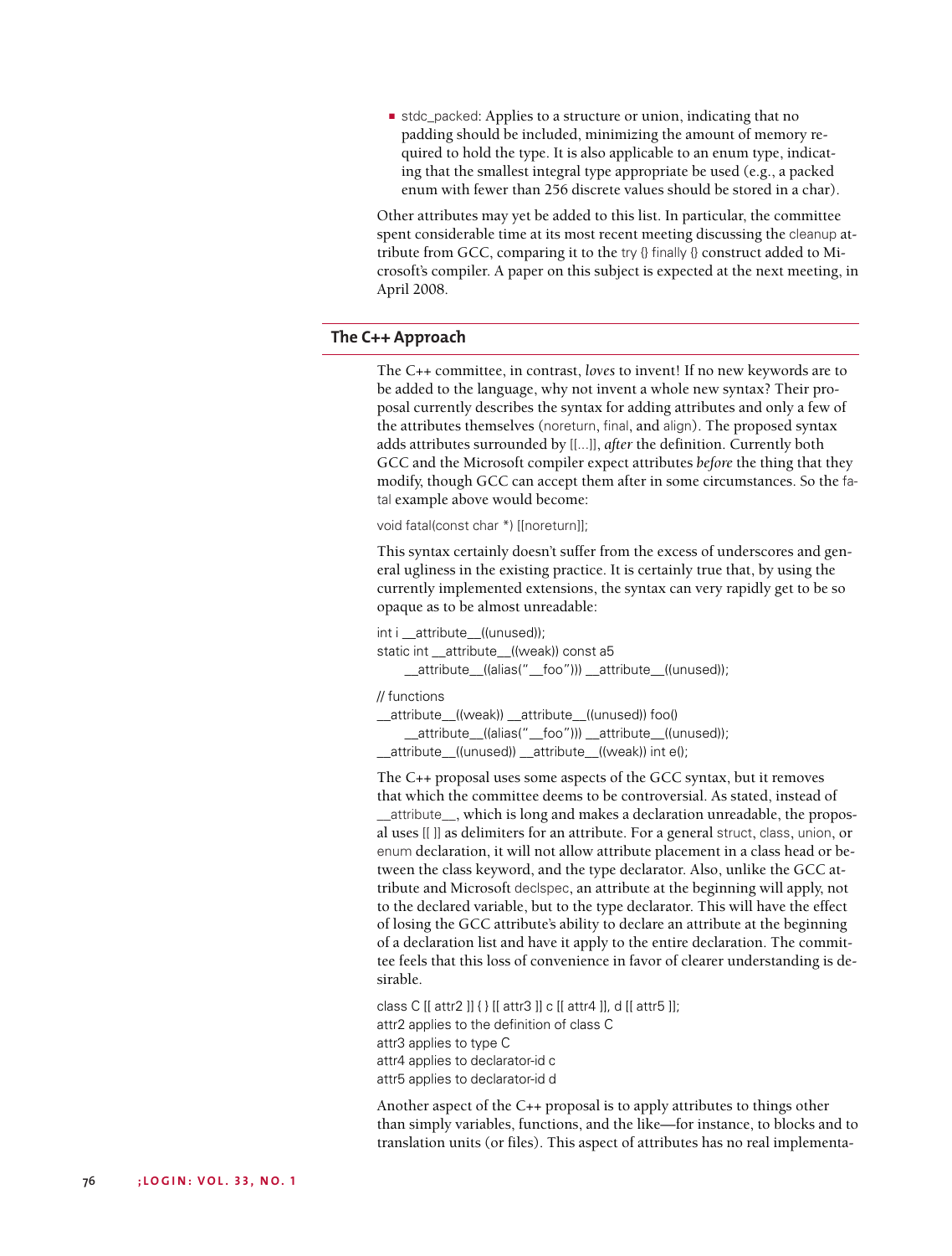- stdc_packed: Applies to a structure or union, indicating that no padding should be included, minimizing the amount of memory required to hold the type. It is also applicable to an enum type, indicating that the smallest integral type appropriate be used (e.g., a packed enum with fewer than 256 discrete values should be stored in a char).

Other attributes may yet be added to this list. In particular, the committee spent considerable time at its most recent meeting discussing the cleanup attribute from GCC, comparing it to the try {} finally {} construct added to Microsoft's compiler. A paper on this subject is expected at the next meeting, in April 2008.

## The C++ Approach

The C++ committee, in contrast, *loves* to invent! If no new keywords are to be added to the language, why not invent a whole new syntax? Their proposal currently describes the syntax for adding attributes and only a few of the attributes themselves (noreturn, final, and align). The proposed syntax adds attributes surrounded by [[...]], *after* the definition. Currently both GCC and the Microsoft compiler expect attributes *before* the thing that they modify, though GCC can accept them after in some circumstances. So the fatal example above would become:

```
void fatal(const char *) [[noreturn]];
```

This syntax certainly doesn't suffer from the excess of underscores and general ugliness in the existing practice. It is certainly true that, by using the currently implemented extensions, the syntax can very rapidly get to be so opaque as to be almost unreadable:

```
int i __attribute__((unused));
static int __attribute__((weak)) const a5
      __attribute__((alias("__foo"))) __attribute__((unused));

// functions
__attribute__((weak)) __attribute__((unused)) foo()
      __attribute__((alias("__foo"))) __attribute__((unused));
__attribute__((unused)) __attribute__((weak)) int e();
```

The C++ proposal uses some aspects of the GCC syntax, but it removes that which the committee deems to be controversial. As stated, instead of __attribute__, which is long and makes a declaration unreadable, the proposal uses [[ ]] as delimiters for an attribute. For a general struct, class, union, or enum declaration, it will not allow attribute placement in a class head or between the class keyword, and the type declarator. Also, unlike the GCC attribute and Microsoft declspec, an attribute at the beginning will apply, not to the declared variable, but to the type declarator. This will have the effect of losing the GCC attribute's ability to declare an attribute at the beginning of a declaration list and have it apply to the entire declaration. The committee feels that this loss of convenience in favor of clearer understanding is desirable.

```
class C [[ attr2 ]] { } [[ attr3 ]] c [[ attr4 ]], d [[ attr5 ]];
attr2 applies to the definition of class C
attr3 applies to type C
attr4 applies to declarator-id c
attr5 applies to declarator-id d
```

Another aspect of the C++ proposal is to apply attributes to things other than simply variables, functions, and the like—for instance, to blocks and to translation units (or files). This aspect of attributes has no real implementa-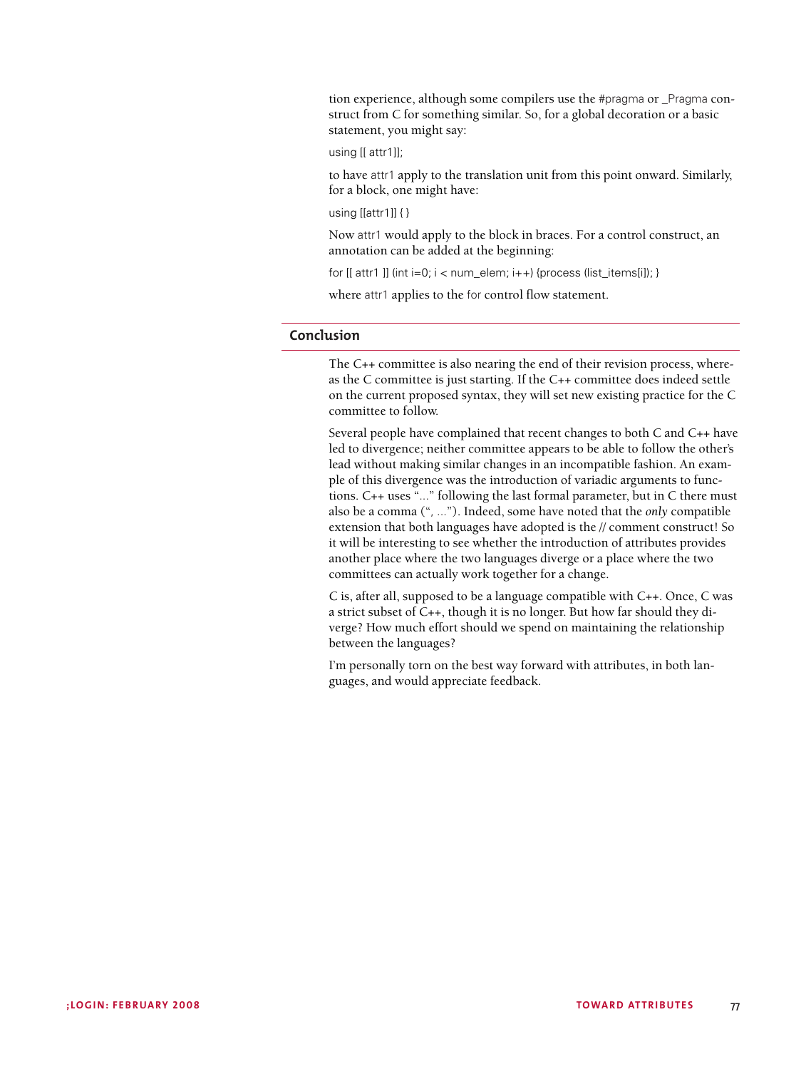tion experience, although some compilers use the #pragma or _Pragma construct from C for something similar. So, for a global decoration or a basic statement, you might say:

```
using [[ attr1]];
```

to have attr1 apply to the translation unit from this point onward. Similarly, for a block, one might have:

```
using [[attr1]] { }
```

Now attr1 would apply to the block in braces. For a control construct, an annotation can be added at the beginning:

```
for [[ attr1 ]] (int i=0; i < num_elem; i++) {process (list_items[i]); }
```

where attr1 applies to the for control flow statement.

## Conclusion

The C++ committee is also nearing the end of their revision process, whereas the C committee is just starting. If the C++ committee does indeed settle on the current proposed syntax, they will set new existing practice for the C committee to follow.

Several people have complained that recent changes to both C and C++ have led to divergence; neither committee appears to be able to follow the other's lead without making similar changes in an incompatible fashion. An example of this divergence was the introduction of variadic arguments to functions. C++ uses "..." following the last formal parameter, but in C there must also be a comma (", ..."). Indeed, some have noted that the *only* compatible extension that both languages have adopted is the // comment construct! So it will be interesting to see whether the introduction of attributes provides another place where the two languages diverge or a place where the two committees can actually work together for a change.

C is, after all, supposed to be a language compatible with C++. Once, C was a strict subset of C++, though it is no longer. But how far should they diverge? How much effort should we spend on maintaining the relationship between the languages?

I'm personally torn on the best way forward with attributes, in both languages, and would appreciate feedback.